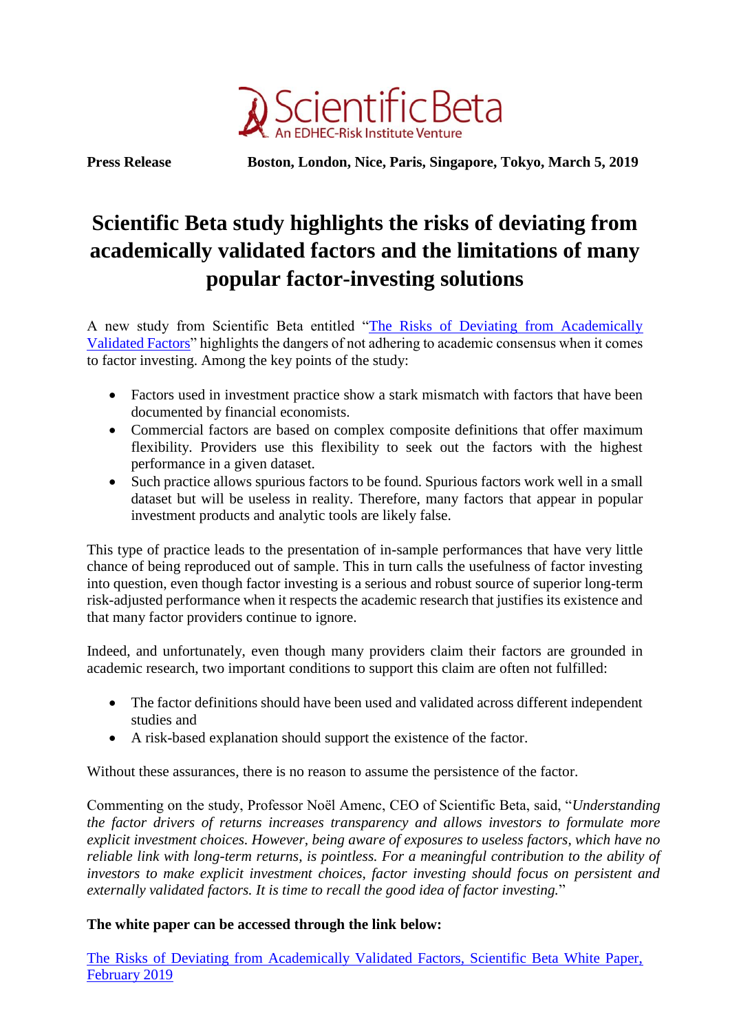ScientificBeta
An EDHEC-Risk Institute Venture

**Press Release** **Boston, London, Nice, Paris, Singapore, Tokyo, March 5, 2019**

# Scientific Beta study highlights the risks of deviating from academically validated factors and the limitations of many popular factor-investing solutions

A new study from Scientific Beta entitled "The Risks of Deviating from Academically Validated Factors" highlights the dangers of not adhering to academic consensus when it comes to factor investing. Among the key points of the study:

- Factors used in investment practice show a stark mismatch with factors that have been documented by financial economists.
- Commercial factors are based on complex composite definitions that offer maximum flexibility. Providers use this flexibility to seek out the factors with the highest performance in a given dataset.
- Such practice allows spurious factors to be found. Spurious factors work well in a small dataset but will be useless in reality. Therefore, many factors that appear in popular investment products and analytic tools are likely false.

This type of practice leads to the presentation of in-sample performances that have very little chance of being reproduced out of sample. This in turn calls the usefulness of factor investing into question, even though factor investing is a serious and robust source of superior long-term risk-adjusted performance when it respects the academic research that justifies its existence and that many factor providers continue to ignore.

Indeed, and unfortunately, even though many providers claim their factors are grounded in academic research, two important conditions to support this claim are often not fulfilled:

- The factor definitions should have been used and validated across different independent studies and
- A risk-based explanation should support the existence of the factor.

Without these assurances, there is no reason to assume the persistence of the factor.

Commenting on the study, Professor Noël Amenc, CEO of Scientific Beta, said, "*Understanding the factor drivers of returns increases transparency and allows investors to formulate more explicit investment choices. However, being aware of exposures to useless factors, which have no reliable link with long-term returns, is pointless. For a meaningful contribution to the ability of investors to make explicit investment choices, factor investing should focus on persistent and externally validated factors. It is time to recall the good idea of factor investing.*"

**The white paper can be accessed through the link below:**

The Risks of Deviating from Academically Validated Factors, Scientific Beta White Paper, February 2019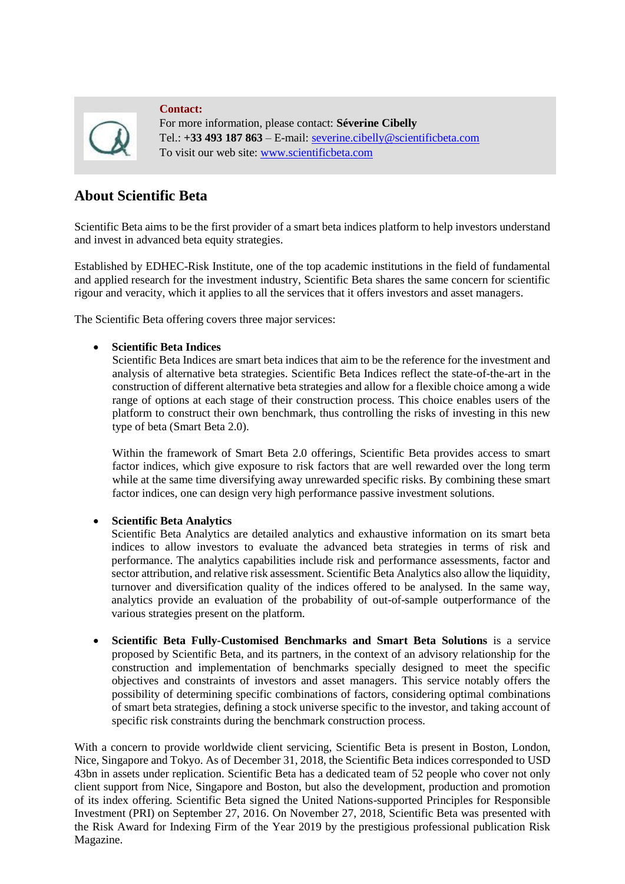**Contact:**
For more information, please contact: **Séverine Cibelly**
Tel.: **+33 493 187 863** – E-mail: severine.cibelly@scientificbeta.com
To visit our web site: www.scientificbeta.com

## About Scientific Beta

Scientific Beta aims to be the first provider of a smart beta indices platform to help investors understand and invest in advanced beta equity strategies.

Established by EDHEC-Risk Institute, one of the top academic institutions in the field of fundamental and applied research for the investment industry, Scientific Beta shares the same concern for scientific rigour and veracity, which it applies to all the services that it offers investors and asset managers.

The Scientific Beta offering covers three major services:

- **Scientific Beta Indices**
  Scientific Beta Indices are smart beta indices that aim to be the reference for the investment and analysis of alternative beta strategies. Scientific Beta Indices reflect the state-of-the-art in the construction of different alternative beta strategies and allow for a flexible choice among a wide range of options at each stage of their construction process. This choice enables users of the platform to construct their own benchmark, thus controlling the risks of investing in this new type of beta (Smart Beta 2.0).

  Within the framework of Smart Beta 2.0 offerings, Scientific Beta provides access to smart factor indices, which give exposure to risk factors that are well rewarded over the long term while at the same time diversifying away unrewarded specific risks. By combining these smart factor indices, one can design very high performance passive investment solutions.

- **Scientific Beta Analytics**
  Scientific Beta Analytics are detailed analytics and exhaustive information on its smart beta indices to allow investors to evaluate the advanced beta strategies in terms of risk and performance. The analytics capabilities include risk and performance assessments, factor and sector attribution, and relative risk assessment. Scientific Beta Analytics also allow the liquidity, turnover and diversification quality of the indices offered to be analysed. In the same way, analytics provide an evaluation of the probability of out-of-sample outperformance of the various strategies present on the platform.

- **Scientific Beta Fully-Customised Benchmarks and Smart Beta Solutions** is a service proposed by Scientific Beta, and its partners, in the context of an advisory relationship for the construction and implementation of benchmarks specially designed to meet the specific objectives and constraints of investors and asset managers. This service notably offers the possibility of determining specific combinations of factors, considering optimal combinations of smart beta strategies, defining a stock universe specific to the investor, and taking account of specific risk constraints during the benchmark construction process.

With a concern to provide worldwide client servicing, Scientific Beta is present in Boston, London, Nice, Singapore and Tokyo. As of December 31, 2018, the Scientific Beta indices corresponded to USD 43bn in assets under replication. Scientific Beta has a dedicated team of 52 people who cover not only client support from Nice, Singapore and Boston, but also the development, production and promotion of its index offering. Scientific Beta signed the United Nations-supported Principles for Responsible Investment (PRI) on September 27, 2016. On November 27, 2018, Scientific Beta was presented with the Risk Award for Indexing Firm of the Year 2019 by the prestigious professional publication Risk Magazine.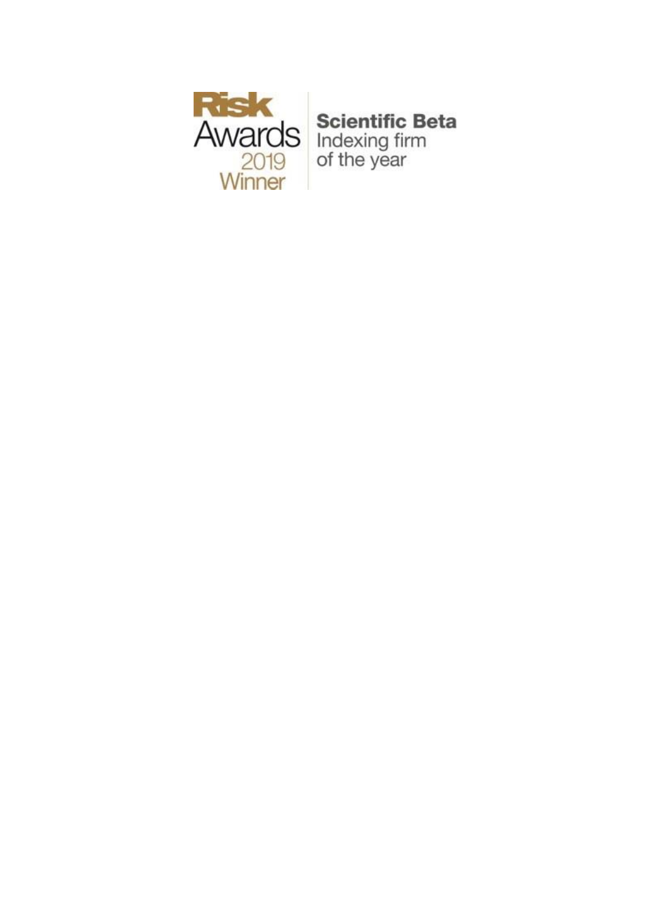Risk Awards 2019 Winner

Scientific Beta
Indexing firm of the year